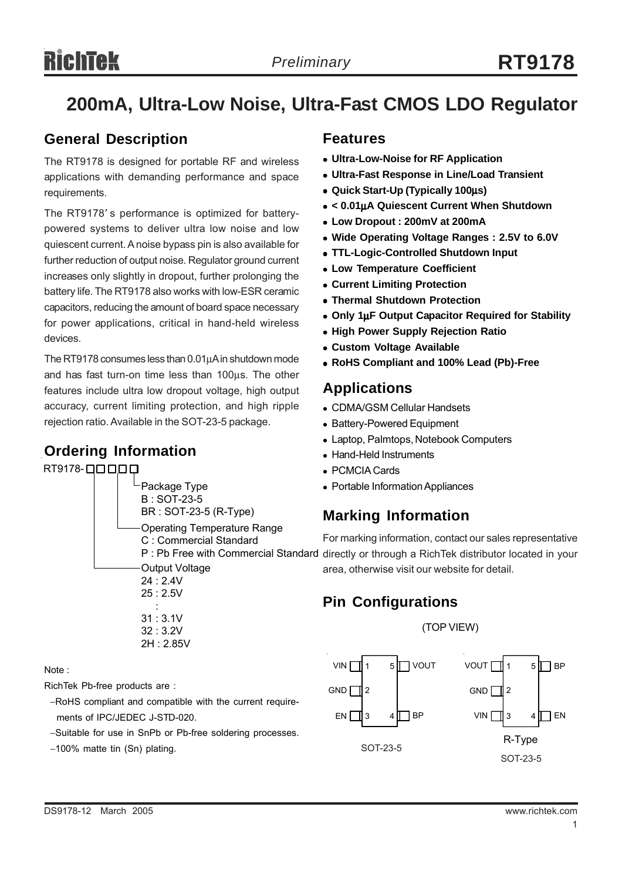# 200mA, Ultra-Low Noise, Ultra-Fast CMOS LDO Regulator

## General Description

The RT9178 is designed for portable RF and wireless applications with demanding performance and space requirements.

The RT9178's performance is optimized for battery-powered systems to deliver ultra low noise and low quiescent current. A noise bypass pin is also available for further reduction of output noise. Regulator ground current increases only slightly in dropout, further prolonging the battery life. The RT9178 also works with low-ESR ceramic capacitors, reducing the amount of board space necessary for power applications, critical in hand-held wireless devices.

The RT9178 consumes less than 0.01μA in shutdown mode and has fast turn-on time less than 100μs. The other features include ultra low dropout voltage, high output accuracy, current limiting protection, and high ripple rejection ratio. Available in the SOT-23-5 package.

## Ordering Information

```
RT9178-□□□□□
              └Package Type
               B : SOT-23-5
               BR : SOT-23-5 (R-Type)
             ──Operating Temperature Range
               C : Commercial Standard
               P : Pb Free with Commercial Standard
         ──────Output Voltage
               24 : 2.4V
               25 : 2.5V
                  :
               31 : 3.1V
               32 : 3.2V
               2H : 2.85V
```

Note :

RichTek Pb-free products are :

- RoHS compliant and compatible with the current requirements of IPC/JEDEC J-STD-020.
- Suitable for use in SnPb or Pb-free soldering processes.
- 100% matte tin (Sn) plating.

## Features

- **Ultra-Low-Noise for RF Application**
- **Ultra-Fast Response in Line/Load Transient**
- **Quick Start-Up (Typically 100μs)**
- **< 0.01μA Quiescent Current When Shutdown**
- **Low Dropout : 200mV at 200mA**
- **Wide Operating Voltage Ranges : 2.5V to 6.0V**
- **TTL-Logic-Controlled Shutdown Input**
- **Low Temperature Coefficient**
- **Current Limiting Protection**
- **Thermal Shutdown Protection**
- **Only 1μF Output Capacitor Required for Stability**
- **High Power Supply Rejection Ratio**
- **Custom Voltage Available**
- **RoHS Compliant and 100% Lead (Pb)-Free**

## Applications

- CDMA/GSM Cellular Handsets
- Battery-Powered Equipment
- Laptop, Palmtops, Notebook Computers
- Hand-Held Instruments
- PCMCIA Cards
- Portable Information Appliances

## Marking Information

For marking information, contact our sales representative directly or through a RichTek distributor located in your area, otherwise visit our website for detail.

## Pin Configurations

(TOP VIEW)

**SOT-23-5**

| Pin | Name | Pin | Name |
|---|---|---|---|
| 1 | VIN | 5 | VOUT |
| 2 | GND | | |
| 3 | EN | 4 | BP |

**R-Type SOT-23-5**

| Pin | Name | Pin | Name |
|---|---|---|---|
| 1 | VOUT | 5 | BP |
| 2 | GND | | |
| 3 | VIN | 4 | EN |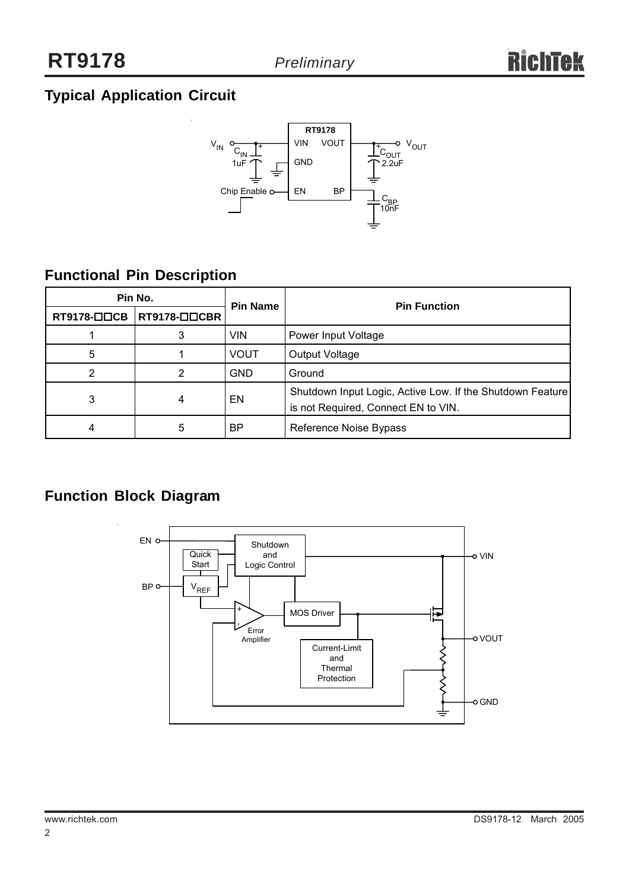## Typical Application Circuit

## Functional Pin Description

| Pin No. | | Pin Name | Pin Function |
|---|---|---|---|
| RT9178-□□CB | RT9178-□□CBR | | |
| 1 | 3 | VIN | Power Input Voltage |
| 5 | 1 | VOUT | Output Voltage |
| 2 | 2 | GND | Ground |
| 3 | 4 | EN | Shutdown Input Logic, Active Low. If the Shutdown Feature is not Required, Connect EN to VIN. |
| 4 | 5 | BP | Reference Noise Bypass |

## Function Block Diagram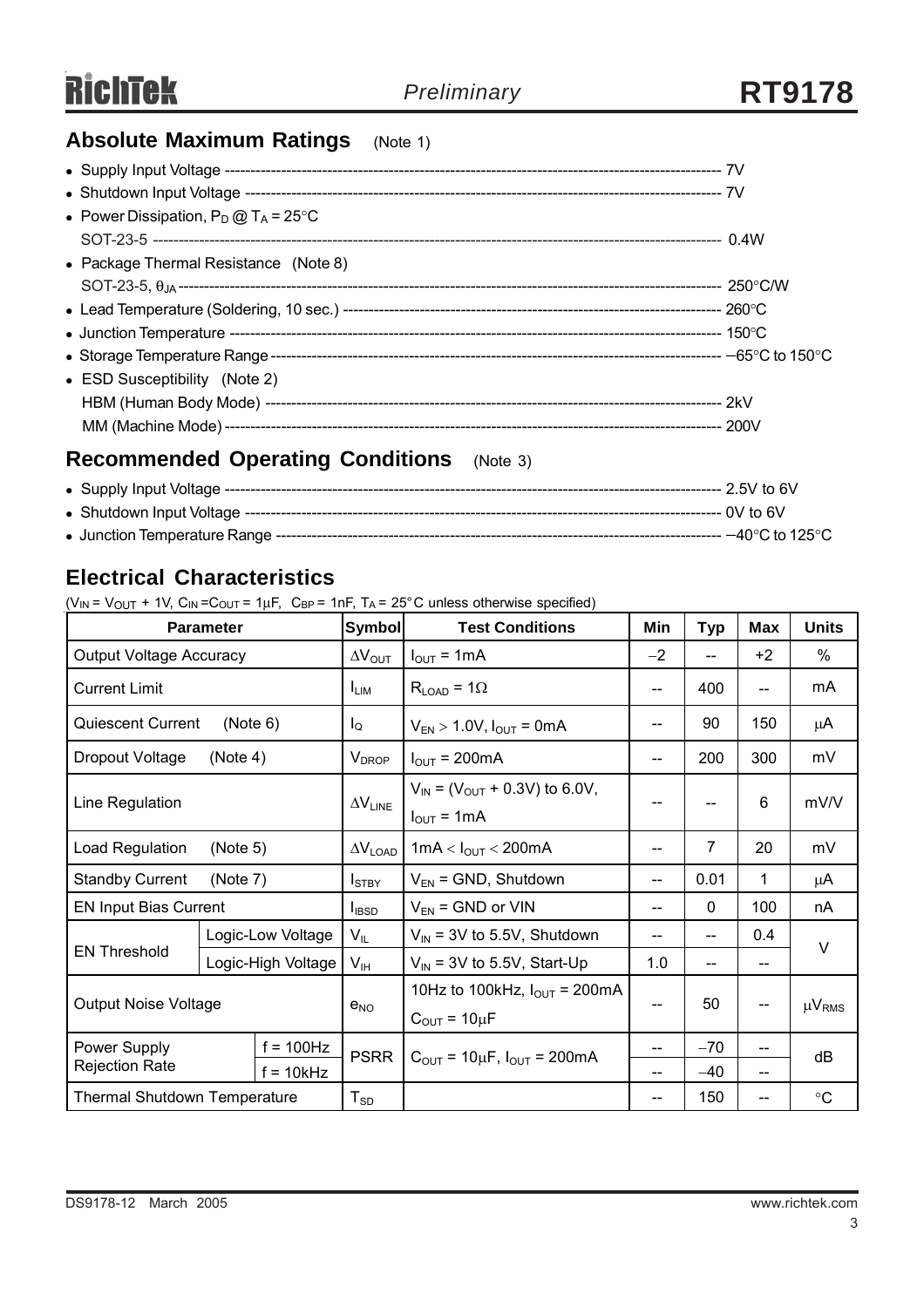## Absolute Maximum Ratings (Note 1)

- Supply Input Voltage ---------------------------------------------------------------------------------------------- 7V
- Shutdown Input Voltage ------------------------------------------------------------------------------------------- 7V
- Power Dissipation, $P_D$ @ $T_A$ = 25°C
  SOT-23-5 ----------------------------------------------------------------------------------------------------------- 0.4W
- Package Thermal Resistance (Note 8)
  SOT-23-5, $\theta_{JA}$ ------------------------------------------------------------------------------------------------- 250°C/W
- Lead Temperature (Soldering, 10 sec.) ------------------------------------------------------------------------- 260°C
- Junction Temperature ----------------------------------------------------------------------------------------------- 150°C
- Storage Temperature Range ------------------------------------------------------------------------------------- −65°C to 150°C
- ESD Susceptibility (Note 2)
  HBM (Human Body Mode) ---------------------------------------------------------------------------------------- 2kV
  MM (Machine Mode) -------------------------------------------------------------------------------------------------- 200V

## Recommended Operating Conditions (Note 3)

- Supply Input Voltage ---------------------------------------------------------------------------------------------- 2.5V to 6V
- Shutdown Input Voltage ------------------------------------------------------------------------------------------- 0V to 6V
- Junction Temperature Range ------------------------------------------------------------------------------------- −40°C to 125°C

## Electrical Characteristics

($V_{IN}$ = $V_{OUT}$ + 1V, $C_{IN}$ = $C_{OUT}$ = 1μF, $C_{BP}$ = 1nF, $T_A$ = 25°C unless otherwise specified)

| Parameter | | Symbol | Test Conditions | Min | Typ | Max | Units |
|---|---|---|---|---|---|---|---|
| Output Voltage Accuracy | | $\Delta V_{OUT}$ | $I_{OUT}$ = 1mA | −2 | -- | +2 | % |
| Current Limit | | $I_{LIM}$ | $R_{LOAD}$ = 1Ω | -- | 400 | -- | mA |
| Quiescent Current (Note 6) | | $I_Q$ | $V_{EN}$ > 1.0V, $I_{OUT}$ = 0mA | -- | 90 | 150 | μA |
| Dropout Voltage (Note 4) | | $V_{DROP}$ | $I_{OUT}$ = 200mA | -- | 200 | 300 | mV |
| Line Regulation | | $\Delta V_{LINE}$ | $V_{IN}$ = ($V_{OUT}$ + 0.3V) to 6.0V, $I_{OUT}$ = 1mA | -- | -- | 6 | mV/V |
| Load Regulation (Note 5) | | $\Delta V_{LOAD}$ | 1mA < $I_{OUT}$ < 200mA | -- | 7 | 20 | mV |
| Standby Current (Note 7) | | $I_{STBY}$ | $V_{EN}$ = GND, Shutdown | -- | 0.01 | 1 | μA |
| EN Input Bias Current | | $I_{IBSD}$ | $V_{EN}$ = GND or VIN | -- | 0 | 100 | nA |
| EN Threshold | Logic-Low Voltage | $V_{IL}$ | $V_{IN}$ = 3V to 5.5V, Shutdown | -- | -- | 0.4 | V |
| | Logic-High Voltage | $V_{IH}$ | $V_{IN}$ = 3V to 5.5V, Start-Up | 1.0 | -- | -- | |
| Output Noise Voltage | | $e_{NO}$ | 10Hz to 100kHz, $I_{OUT}$ = 200mA $C_{OUT}$ = 10μF | -- | 50 | -- | $\mu V_{RMS}$ |
| Power Supply Rejection Rate | f = 100Hz | PSRR | $C_{OUT}$ = 10μF, $I_{OUT}$ = 200mA | -- | −70 | -- | dB |
| | f = 10kHz | | | -- | −40 | -- | |
| Thermal Shutdown Temperature | | $T_{SD}$ | | -- | 150 | -- | °C |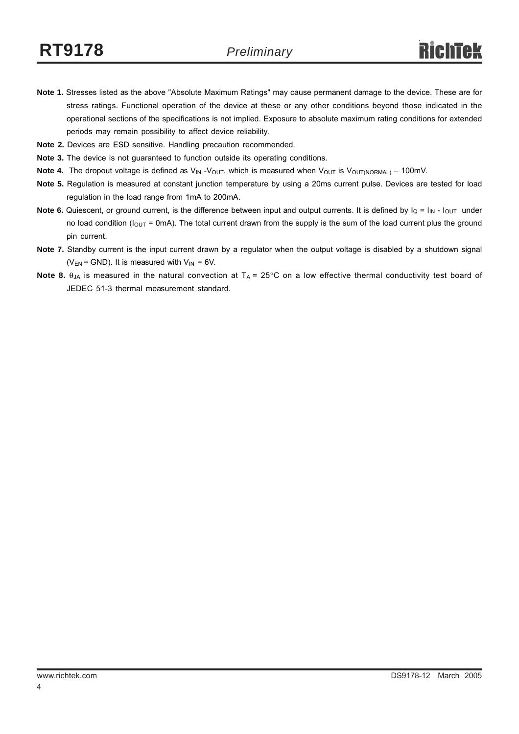**Note 1.** Stresses listed as the above "Absolute Maximum Ratings" may cause permanent damage to the device. These are for stress ratings. Functional operation of the device at these or any other conditions beyond those indicated in the operational sections of the specifications is not implied. Exposure to absolute maximum rating conditions for extended periods may remain possibility to affect device reliability.

**Note 2.** Devices are ESD sensitive. Handling precaution recommended.

**Note 3.** The device is not guaranteed to function outside its operating conditions.

**Note 4.** The dropout voltage is defined as $V_{IN}$ -$V_{OUT}$, which is measured when $V_{OUT}$ is $V_{OUT(NORMAL)}$ − 100mV.

**Note 5.** Regulation is measured at constant junction temperature by using a 20ms current pulse. Devices are tested for load regulation in the load range from 1mA to 200mA.

**Note 6.** Quiescent, or ground current, is the difference between input and output currents. It is defined by $I_Q = I_{IN} - I_{OUT}$ under no load condition ($I_{OUT}$ = 0mA). The total current drawn from the supply is the sum of the load current plus the ground pin current.

**Note 7.** Standby current is the input current drawn by a regulator when the output voltage is disabled by a shutdown signal ($V_{EN}$ = GND). It is measured with $V_{IN}$ = 6V.

**Note 8.** $\theta_{JA}$ is measured in the natural convection at $T_A$ = 25°C on a low effective thermal conductivity test board of JEDEC 51-3 thermal measurement standard.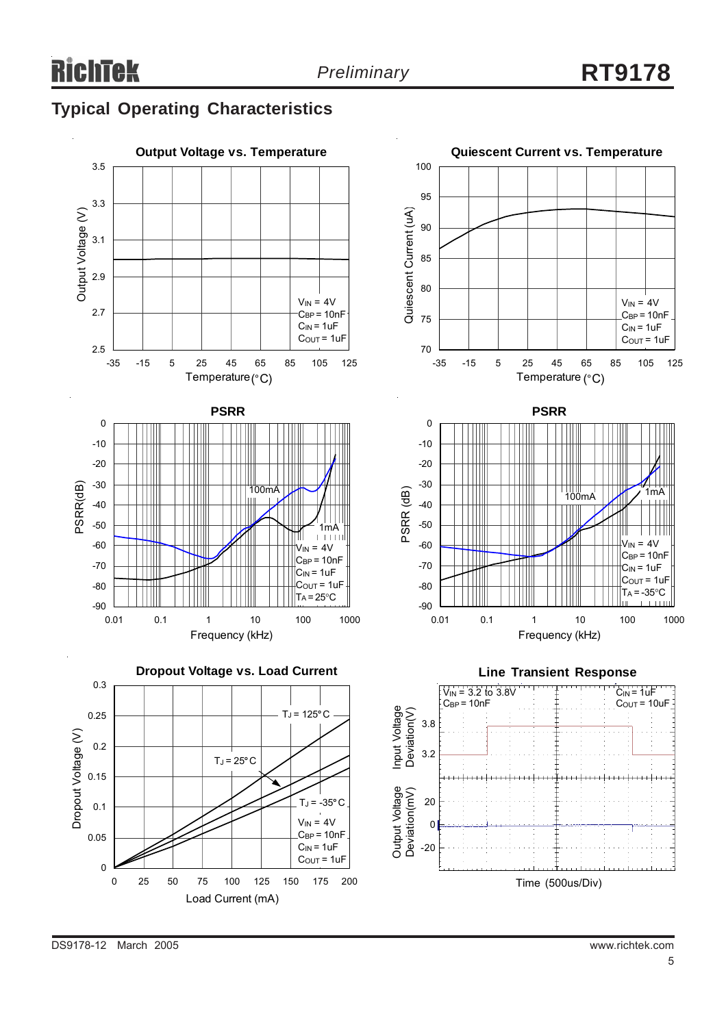## Typical Operating Characteristics

**Output Voltage vs. Temperature**

Output Voltage (V) vs. Temperature (°C)

$V_{IN}$ = 4V
$C_{BP}$ = 10nF
$C_{IN}$ = 1uF
$C_{OUT}$ = 1uF

**Quiescent Current vs. Temperature**

Quiescent Current (uA) vs. Temperature (°C)

$V_{IN}$ = 4V
$C_{BP}$ = 10nF
$C_{IN}$ = 1uF
$C_{OUT}$ = 1uF

**PSRR**

PSRR(dB) vs. Frequency (kHz)

100mA, 1mA

$V_{IN}$ = 4V
$C_{BP}$ = 10nF
$C_{IN}$ = 1uF
$C_{OUT}$ = 1uF
$T_A$ = 25°C

**PSRR**

PSRR (dB) vs. Frequency (kHz)

100mA, 1mA

$V_{IN}$ = 4V
$C_{BP}$ = 10nF
$C_{IN}$ = 1uF
$C_{OUT}$ = 1uF
$T_A$ = -35°C

**Dropout Voltage vs. Load Current**

Dropout Voltage (V) vs. Load Current (mA)

$T_J$ = 125°C
$T_J$ = 25°C
$T_J$ = -35°C

$V_{IN}$ = 4V
$C_{BP}$ = 10nF
$C_{IN}$ = 1uF
$C_{OUT}$ = 1uF

**Line Transient Response**

$V_{IN}$ = 3.2 to 3.8V
$C_{BP}$ = 10nF
$C_{IN}$ = 1uF
$C_{OUT}$ = 10uF

Input Voltage Deviation(V)
Output Voltage Deviation(mV)

Time (500us/Div)

DS9178-12 March 2005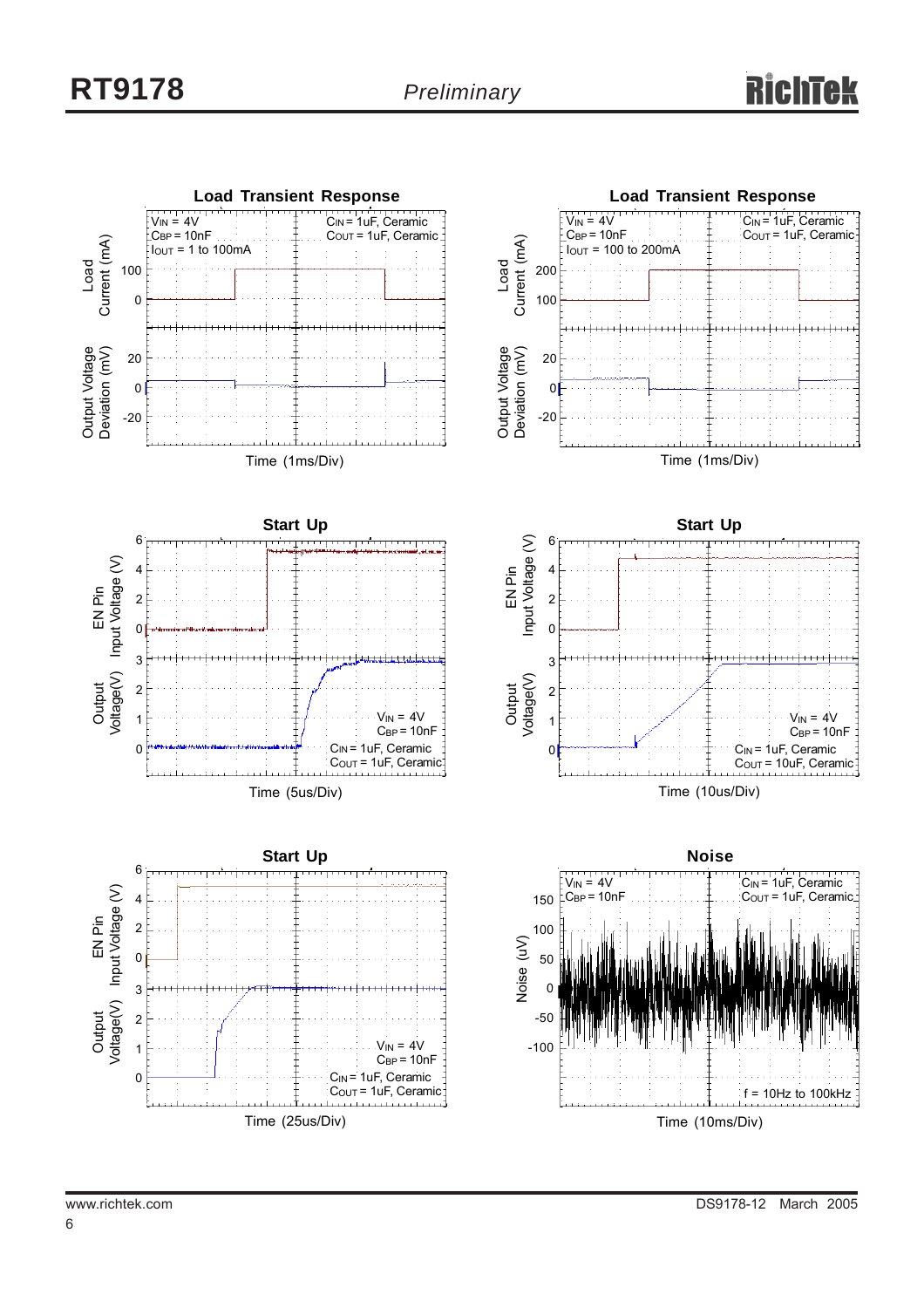**Load Transient Response**

$V_{IN}$ = 4V, $C_{BP}$ = 10nF, $I_{OUT}$ = 1 to 100mA, $C_{IN}$ = 1uF, Ceramic, $C_{OUT}$ = 1uF, Ceramic

Load Current (mA) / Output Voltage Deviation (mV)

Time (1ms/Div)

**Load Transient Response**

$V_{IN}$ = 4V, $C_{BP}$ = 10nF, $I_{OUT}$ = 100 to 200mA, $C_{IN}$ = 1uF, Ceramic, $C_{OUT}$ = 1uF, Ceramic

Load Current (mA) / Output Voltage Deviation (mV)

Time (1ms/Div)

**Start Up**

$V_{IN}$ = 4V, $C_{BP}$ = 10nF, $C_{IN}$ = 1uF, Ceramic, $C_{OUT}$ = 1uF, Ceramic

EN Pin Input Voltage (V) / Output Voltage(V)

Time (5us/Div)

**Start Up**

$V_{IN}$ = 4V, $C_{BP}$ = 10nF, $C_{IN}$ = 1uF, Ceramic, $C_{OUT}$ = 10uF, Ceramic

EN Pin Input Voltage (V) / Output Voltage(V)

Time (10us/Div)

**Start Up**

$V_{IN}$ = 4V, $C_{BP}$ = 10nF, $C_{IN}$ = 1uF, Ceramic, $C_{OUT}$ = 1uF, Ceramic

EN Pin Input Voltage (V) / Output Voltage(V)

Time (25us/Div)

**Noise**

$V_{IN}$ = 4V, $C_{BP}$ = 10nF, $C_{IN}$ = 1uF, Ceramic, $C_{OUT}$ = 1uF, Ceramic, f = 10Hz to 100kHz

Noise (uV)

Time (10ms/Div)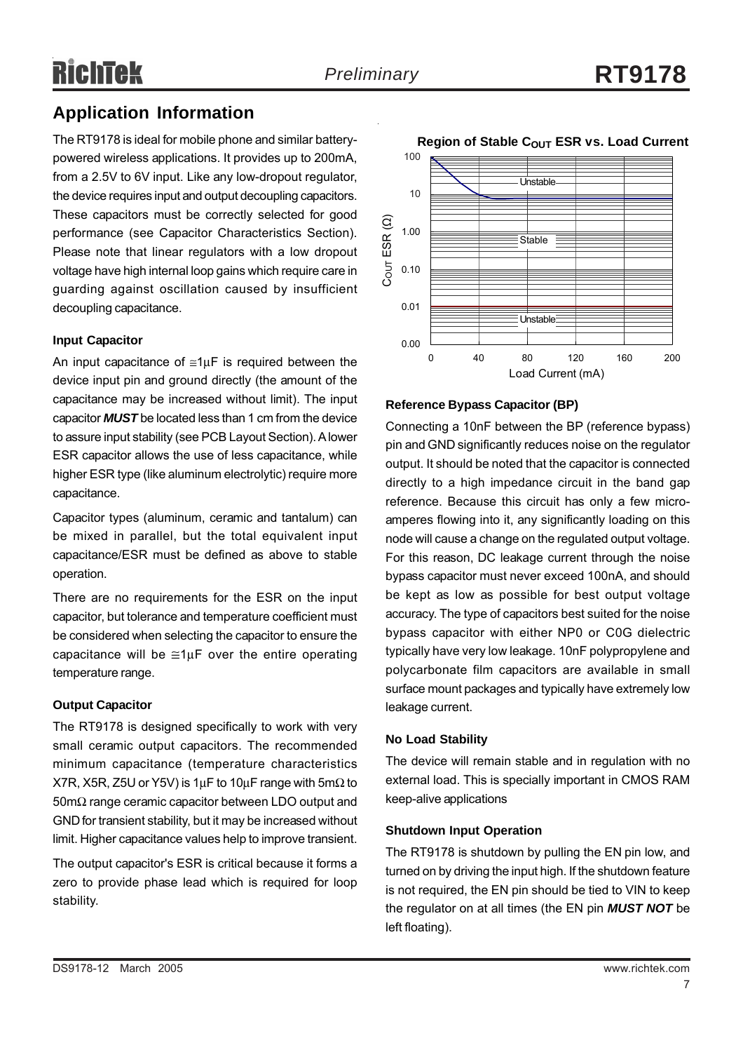## Application Information

The RT9178 is ideal for mobile phone and similar battery-powered wireless applications. It provides up to 200mA, from a 2.5V to 6V input. Like any low-dropout regulator, the device requires input and output decoupling capacitors. These capacitors must be correctly selected for good performance (see Capacitor Characteristics Section). Please note that linear regulators with a low dropout voltage have high internal loop gains which require care in guarding against oscillation caused by insufficient decoupling capacitance.

### Input Capacitor

An input capacitance of ≅1μF is required between the device input pin and ground directly (the amount of the capacitance may be increased without limit). The input capacitor ***MUST*** be located less than 1 cm from the device to assure input stability (see PCB Layout Section). A lower ESR capacitor allows the use of less capacitance, while higher ESR type (like aluminum electrolytic) require more capacitance.

Capacitor types (aluminum, ceramic and tantalum) can be mixed in parallel, but the total equivalent input capacitance/ESR must be defined as above to stable operation.

There are no requirements for the ESR on the input capacitor, but tolerance and temperature coefficient must be considered when selecting the capacitor to ensure the capacitance will be ≅1μF over the entire operating temperature range.

### Output Capacitor

The RT9178 is designed specifically to work with very small ceramic output capacitors. The recommended minimum capacitance (temperature characteristics X7R, X5R, Z5U or Y5V) is 1μF to 10μF range with 5mΩ to 50mΩ range ceramic capacitor between LDO output and GND for transient stability, but it may be increased without limit. Higher capacitance values help to improve transient.

The output capacitor's ESR is critical because it forms a zero to provide phase lead which is required for loop stability.

**Region of Stable $C_{OUT}$ ESR vs. Load Current**

### Reference Bypass Capacitor (BP)

Connecting a 10nF between the BP (reference bypass) pin and GND significantly reduces noise on the regulator output. It should be noted that the capacitor is connected directly to a high impedance circuit in the band gap reference. Because this circuit has only a few micro-amperes flowing into it, any significantly loading on this node will cause a change on the regulated output voltage. For this reason, DC leakage current through the noise bypass capacitor must never exceed 100nA, and should be kept as low as possible for best output voltage accuracy. The type of capacitors best suited for the noise bypass capacitor with either NP0 or C0G dielectric typically have very low leakage. 10nF polypropylene and polycarbonate film capacitors are available in small surface mount packages and typically have extremely low leakage current.

### No Load Stability

The device will remain stable and in regulation with no external load. This is specially important in CMOS RAM keep-alive applications

### Shutdown Input Operation

The RT9178 is shutdown by pulling the EN pin low, and turned on by driving the input high. If the shutdown feature is not required, the EN pin should be tied to VIN to keep the regulator on at all times (the EN pin ***MUST NOT*** be left floating).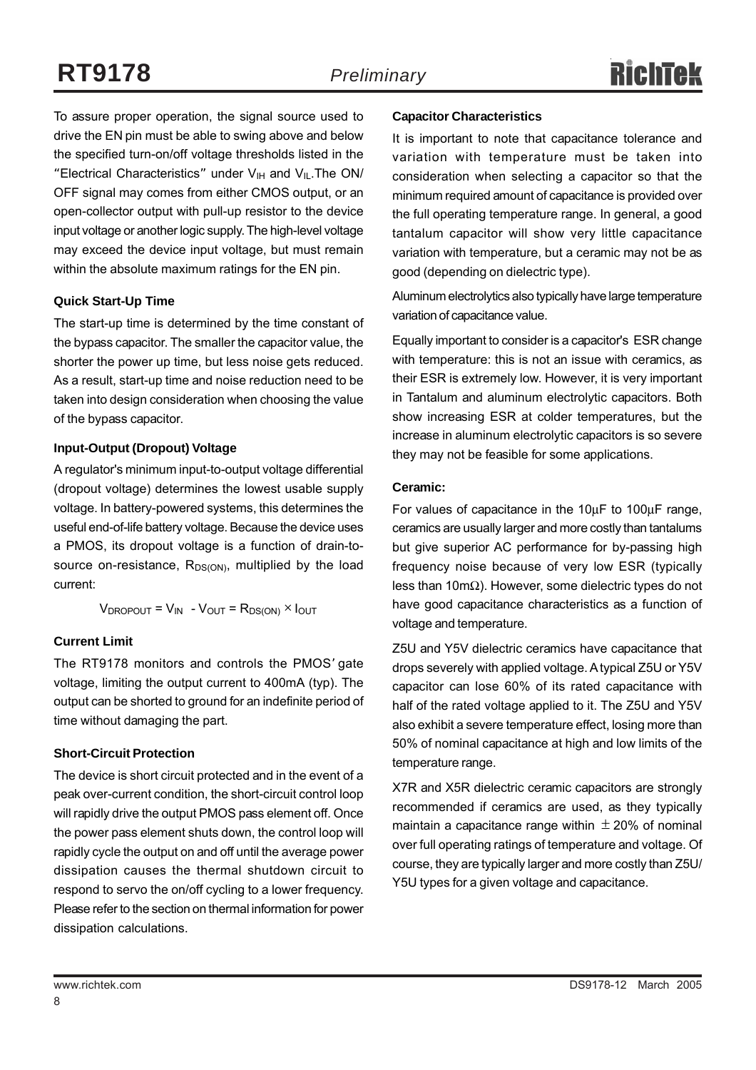To assure proper operation, the signal source used to drive the EN pin must be able to swing above and below the specified turn-on/off voltage thresholds listed in the "Electrical Characteristics" under $V_{IH}$ and $V_{IL}$.The ON/OFF signal may comes from either CMOS output, or an open-collector output with pull-up resistor to the device input voltage or another logic supply. The high-level voltage may exceed the device input voltage, but must remain within the absolute maximum ratings for the EN pin.

### Quick Start-Up Time

The start-up time is determined by the time constant of the bypass capacitor. The smaller the capacitor value, the shorter the power up time, but less noise gets reduced. As a result, start-up time and noise reduction need to be taken into design consideration when choosing the value of the bypass capacitor.

### Input-Output (Dropout) Voltage

A regulator's minimum input-to-output voltage differential (dropout voltage) determines the lowest usable supply voltage. In battery-powered systems, this determines the useful end-of-life battery voltage. Because the device uses a PMOS, its dropout voltage is a function of drain-to-source on-resistance, $R_{DS(ON)}$, multiplied by the load current:

$$V_{DROPOUT} = V_{IN} - V_{OUT} = R_{DS(ON)} \times I_{OUT}$$

### Current Limit

The RT9178 monitors and controls the PMOS' gate voltage, limiting the output current to 400mA (typ). The output can be shorted to ground for an indefinite period of time without damaging the part.

### Short-Circuit Protection

The device is short circuit protected and in the event of a peak over-current condition, the short-circuit control loop will rapidly drive the output PMOS pass element off. Once the power pass element shuts down, the control loop will rapidly cycle the output on and off until the average power dissipation causes the thermal shutdown circuit to respond to servo the on/off cycling to a lower frequency. Please refer to the section on thermal information for power dissipation calculations.

### Capacitor Characteristics

It is important to note that capacitance tolerance and variation with temperature must be taken into consideration when selecting a capacitor so that the minimum required amount of capacitance is provided over the full operating temperature range. In general, a good tantalum capacitor will show very little capacitance variation with temperature, but a ceramic may not be as good (depending on dielectric type).

Aluminum electrolytics also typically have large temperature variation of capacitance value.

Equally important to consider is a capacitor's ESR change with temperature: this is not an issue with ceramics, as their ESR is extremely low. However, it is very important in Tantalum and aluminum electrolytic capacitors. Both show increasing ESR at colder temperatures, but the increase in aluminum electrolytic capacitors is so severe they may not be feasible for some applications.

### Ceramic:

For values of capacitance in the 10μF to 100μF range, ceramics are usually larger and more costly than tantalums but give superior AC performance for by-passing high frequency noise because of very low ESR (typically less than 10mΩ). However, some dielectric types do not have good capacitance characteristics as a function of voltage and temperature.

Z5U and Y5V dielectric ceramics have capacitance that drops severely with applied voltage. A typical Z5U or Y5V capacitor can lose 60% of its rated capacitance with half of the rated voltage applied to it. The Z5U and Y5V also exhibit a severe temperature effect, losing more than 50% of nominal capacitance at high and low limits of the temperature range.

X7R and X5R dielectric ceramic capacitors are strongly recommended if ceramics are used, as they typically maintain a capacitance range within ±20% of nominal over full operating ratings of temperature and voltage. Of course, they are typically larger and more costly than Z5U/Y5U types for a given voltage and capacitance.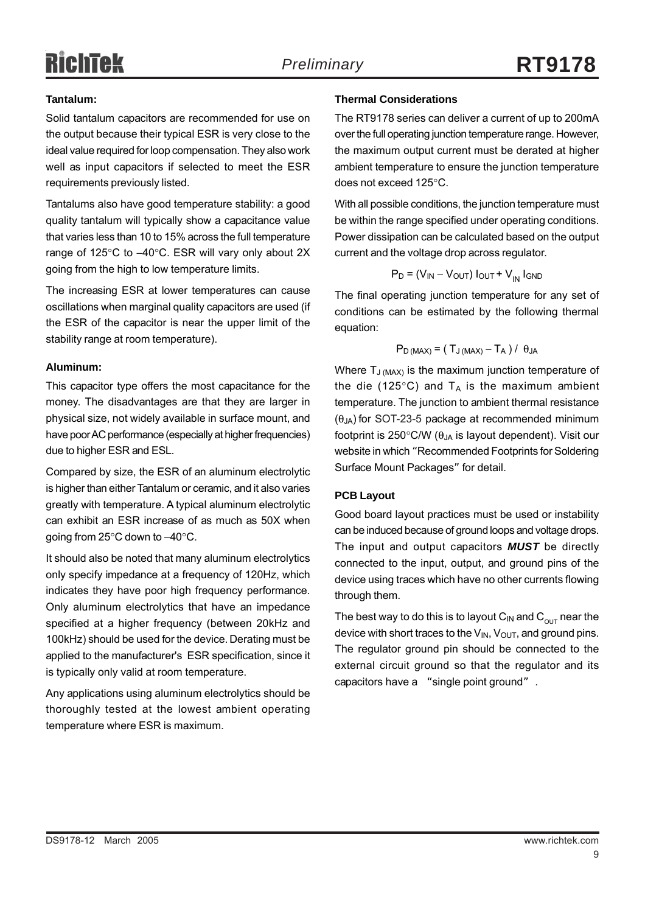### Tantalum:

Solid tantalum capacitors are recommended for use on the output because their typical ESR is very close to the ideal value required for loop compensation. They also work well as input capacitors if selected to meet the ESR requirements previously listed.

Tantalums also have good temperature stability: a good quality tantalum will typically show a capacitance value that varies less than 10 to 15% across the full temperature range of 125°C to −40°C. ESR will vary only about 2X going from the high to low temperature limits.

The increasing ESR at lower temperatures can cause oscillations when marginal quality capacitors are used (if the ESR of the capacitor is near the upper limit of the stability range at room temperature).

### Aluminum:

This capacitor type offers the most capacitance for the money. The disadvantages are that they are larger in physical size, not widely available in surface mount, and have poor AC performance (especially at higher frequencies) due to higher ESR and ESL.

Compared by size, the ESR of an aluminum electrolytic is higher than either Tantalum or ceramic, and it also varies greatly with temperature. A typical aluminum electrolytic can exhibit an ESR increase of as much as 50X when going from 25°C down to −40°C.

It should also be noted that many aluminum electrolytics only specify impedance at a frequency of 120Hz, which indicates they have poor high frequency performance. Only aluminum electrolytics that have an impedance specified at a higher frequency (between 20kHz and 100kHz) should be used for the device. Derating must be applied to the manufacturer's ESR specification, since it is typically only valid at room temperature.

Any applications using aluminum electrolytics should be thoroughly tested at the lowest ambient operating temperature where ESR is maximum.

### Thermal Considerations

The RT9178 series can deliver a current of up to 200mA over the full operating junction temperature range. However, the maximum output current must be derated at higher ambient temperature to ensure the junction temperature does not exceed 125°C.

With all possible conditions, the junction temperature must be within the range specified under operating conditions. Power dissipation can be calculated based on the output current and the voltage drop across regulator.

$$P_D = (V_{IN} - V_{OUT})\, I_{OUT} + V_{IN}\, I_{GND}$$

The final operating junction temperature for any set of conditions can be estimated by the following thermal equation:

$$P_{D\,(MAX)} = (\,T_{J\,(MAX)} - T_A\,)\,/\,\theta_{JA}$$

Where $T_{J\,(MAX)}$ is the maximum junction temperature of the die (125°C) and $T_A$ is the maximum ambient temperature. The junction to ambient thermal resistance ($\theta_{JA}$) for SOT-23-5 package at recommended minimum footprint is 250°C/W ($\theta_{JA}$ is layout dependent). Visit our website in which "Recommended Footprints for Soldering Surface Mount Packages" for detail.

### PCB Layout

Good board layout practices must be used or instability can be induced because of ground loops and voltage drops. The input and output capacitors ***MUST*** be directly connected to the input, output, and ground pins of the device using traces which have no other currents flowing through them.

The best way to do this is to layout $C_{IN}$ and $C_{OUT}$ near the device with short traces to the $V_{IN}$, $V_{OUT}$, and ground pins. The regulator ground pin should be connected to the external circuit ground so that the regulator and its capacitors have a "single point ground".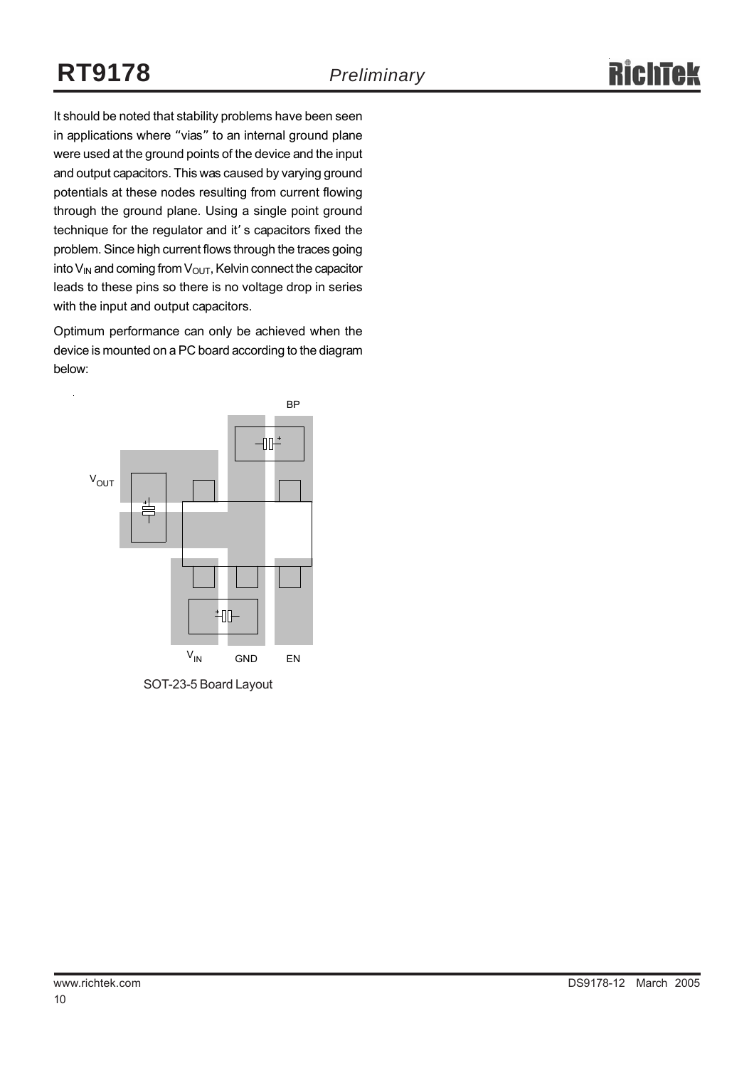It should be noted that stability problems have been seen in applications where "vias" to an internal ground plane were used at the ground points of the device and the input and output capacitors. This was caused by varying ground potentials at these nodes resulting from current flowing through the ground plane. Using a single point ground technique for the regulator and it's capacitors fixed the problem. Since high current flows through the traces going into $V_{IN}$ and coming from $V_{OUT}$, Kelvin connect the capacitor leads to these pins so there is no voltage drop in series with the input and output capacitors.

Optimum performance can only be achieved when the device is mounted on a PC board according to the diagram below:

BP

$V_{OUT}$

$V_{IN}$ GND EN

SOT-23-5 Board Layout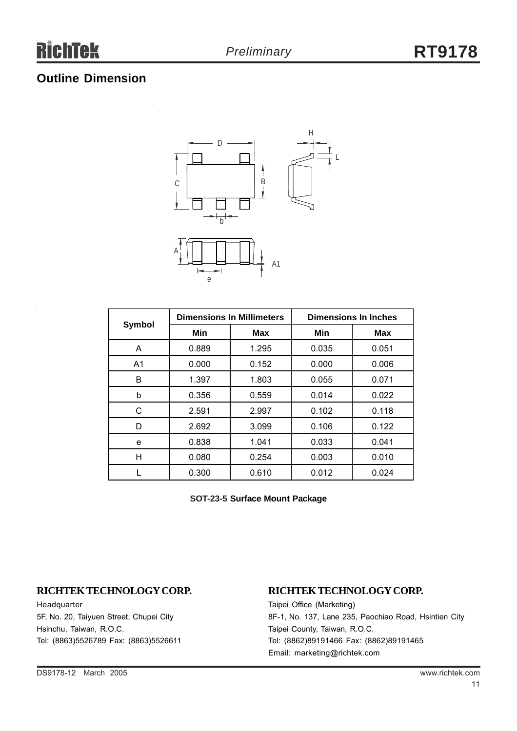## Outline Dimension

D
H
L
C
B
b
A
A1
e

| Symbol | Dimensions In Millimeters | | Dimensions In Inches | |
|---|---|---|---|---|
| | Min | Max | Min | Max |
| A | 0.889 | 1.295 | 0.035 | 0.051 |
| A1 | 0.000 | 0.152 | 0.000 | 0.006 |
| B | 1.397 | 1.803 | 0.055 | 0.071 |
| b | 0.356 | 0.559 | 0.014 | 0.022 |
| C | 2.591 | 2.997 | 0.102 | 0.118 |
| D | 2.692 | 3.099 | 0.106 | 0.122 |
| e | 0.838 | 1.041 | 0.033 | 0.041 |
| H | 0.080 | 0.254 | 0.003 | 0.010 |
| L | 0.300 | 0.610 | 0.012 | 0.024 |

**SOT-23-5 Surface Mount Package**

**RICHTEK TECHNOLOGY CORP.**

Headquarter
5F, No. 20, Taiyuen Street, Chupei City
Hsinchu, Taiwan, R.O.C.
Tel: (8863)5526789 Fax: (8863)5526611

**RICHTEK TECHNOLOGY CORP.**

Taipei Office (Marketing)
8F-1, No. 137, Lane 235, Paochiao Road, Hsintien City
Taipei County, Taiwan, R.O.C.
Tel: (8862)89191466 Fax: (8862)89191465
Email: marketing@richtek.com